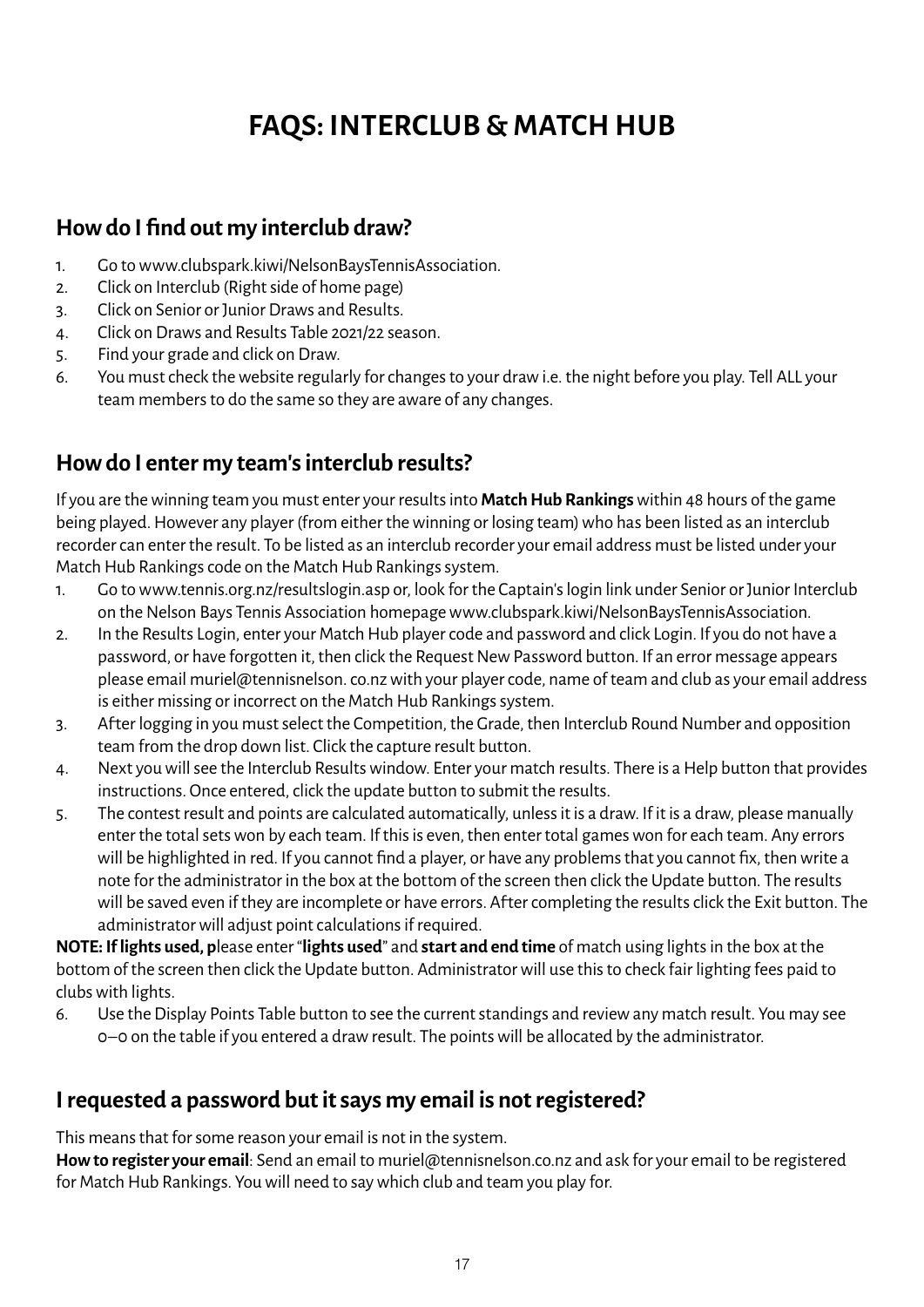# FAQS: INTERCLUB & MATCH HUB

## How do I find out my interclub draw?

1. Go to www.clubspark.kiwi/NelsonBaysTennisAssociation.
2. Click on Interclub (Right side of home page)
3. Click on Senior or Junior Draws and Results.
4. Click on Draws and Results Table 2021/22 season.
5. Find your grade and click on Draw.
6. You must check the website regularly for changes to your draw i.e. the night before you play. Tell ALL your team members to do the same so they are aware of any changes.

## How do I enter my team's interclub results?

If you are the winning team you must enter your results into **Match Hub Rankings** within 48 hours of the game being played. However any player (from either the winning or losing team) who has been listed as an interclub recorder can enter the result. To be listed as an interclub recorder your email address must be listed under your Match Hub Rankings code on the Match Hub Rankings system.

1. Go to www.tennis.org.nz/resultslogin.asp or, look for the Captain's login link under Senior or Junior Interclub on the Nelson Bays Tennis Association homepage www.clubspark.kiwi/NelsonBaysTennisAssociation.
2. In the Results Login, enter your Match Hub player code and password and click Login. If you do not have a password, or have forgotten it, then click the Request New Password button. If an error message appears please email muriel@tennisnelson. co.nz with your player code, name of team and club as your email address is either missing or incorrect on the Match Hub Rankings system.
3. After logging in you must select the Competition, the Grade, then Interclub Round Number and opposition team from the drop down list. Click the capture result button.
4. Next you will see the Interclub Results window. Enter your match results. There is a Help button that provides instructions. Once entered, click the update button to submit the results.
5. The contest result and points are calculated automatically, unless it is a draw. If it is a draw, please manually enter the total sets won by each team. If this is even, then enter total games won for each team. Any errors will be highlighted in red. If you cannot find a player, or have any problems that you cannot fix, then write a note for the administrator in the box at the bottom of the screen then click the Update button. The results will be saved even if they are incomplete or have errors. After completing the results click the Exit button. The administrator will adjust point calculations if required.

**NOTE: If lights used, p**lease enter "**lights used**" and **start and end time** of match using lights in the box at the bottom of the screen then click the Update button. Administrator will use this to check fair lighting fees paid to clubs with lights.

6. Use the Display Points Table button to see the current standings and review any match result. You may see 0–0 on the table if you entered a draw result. The points will be allocated by the administrator.

## I requested a password but it says my email is not registered?

This means that for some reason your email is not in the system.

**How to register your email**: Send an email to muriel@tennisnelson.co.nz and ask for your email to be registered for Match Hub Rankings. You will need to say which club and team you play for.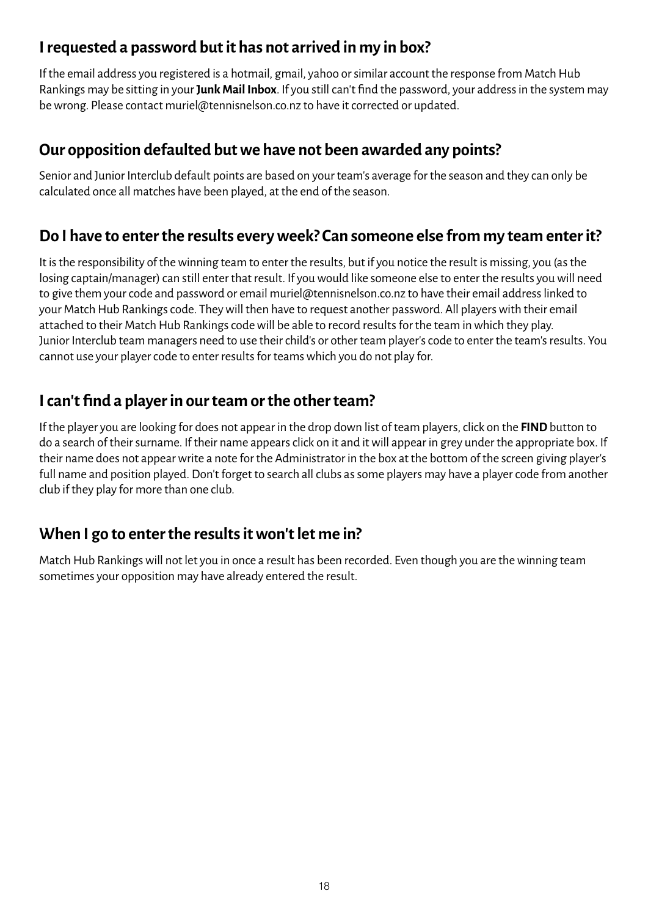## I requested a password but it has not arrived in my in box?

If the email address you registered is a hotmail, gmail, yahoo or similar account the response from Match Hub Rankings may be sitting in your **Junk Mail Inbox**. If you still can't find the password, your address in the system may be wrong. Please contact muriel@tennisnelson.co.nz to have it corrected or updated.

## Our opposition defaulted but we have not been awarded any points?

Senior and Junior Interclub default points are based on your team's average for the season and they can only be calculated once all matches have been played, at the end of the season.

## Do I have to enter the results every week? Can someone else from my team enter it?

It is the responsibility of the winning team to enter the results, but if you notice the result is missing, you (as the losing captain/manager) can still enter that result. If you would like someone else to enter the results you will need to give them your code and password or email muriel@tennisnelson.co.nz to have their email address linked to your Match Hub Rankings code. They will then have to request another password. All players with their email attached to their Match Hub Rankings code will be able to record results for the team in which they play.
Junior Interclub team managers need to use their child's or other team player's code to enter the team's results. You cannot use your player code to enter results for teams which you do not play for.

## I can't find a player in our team or the other team?

If the player you are looking for does not appear in the drop down list of team players, click on the **FIND** button to do a search of their surname. If their name appears click on it and it will appear in grey under the appropriate box. If their name does not appear write a note for the Administrator in the box at the bottom of the screen giving player's full name and position played. Don't forget to search all clubs as some players may have a player code from another club if they play for more than one club.

## When I go to enter the results it won't let me in?

Match Hub Rankings will not let you in once a result has been recorded. Even though you are the winning team sometimes your opposition may have already entered the result.